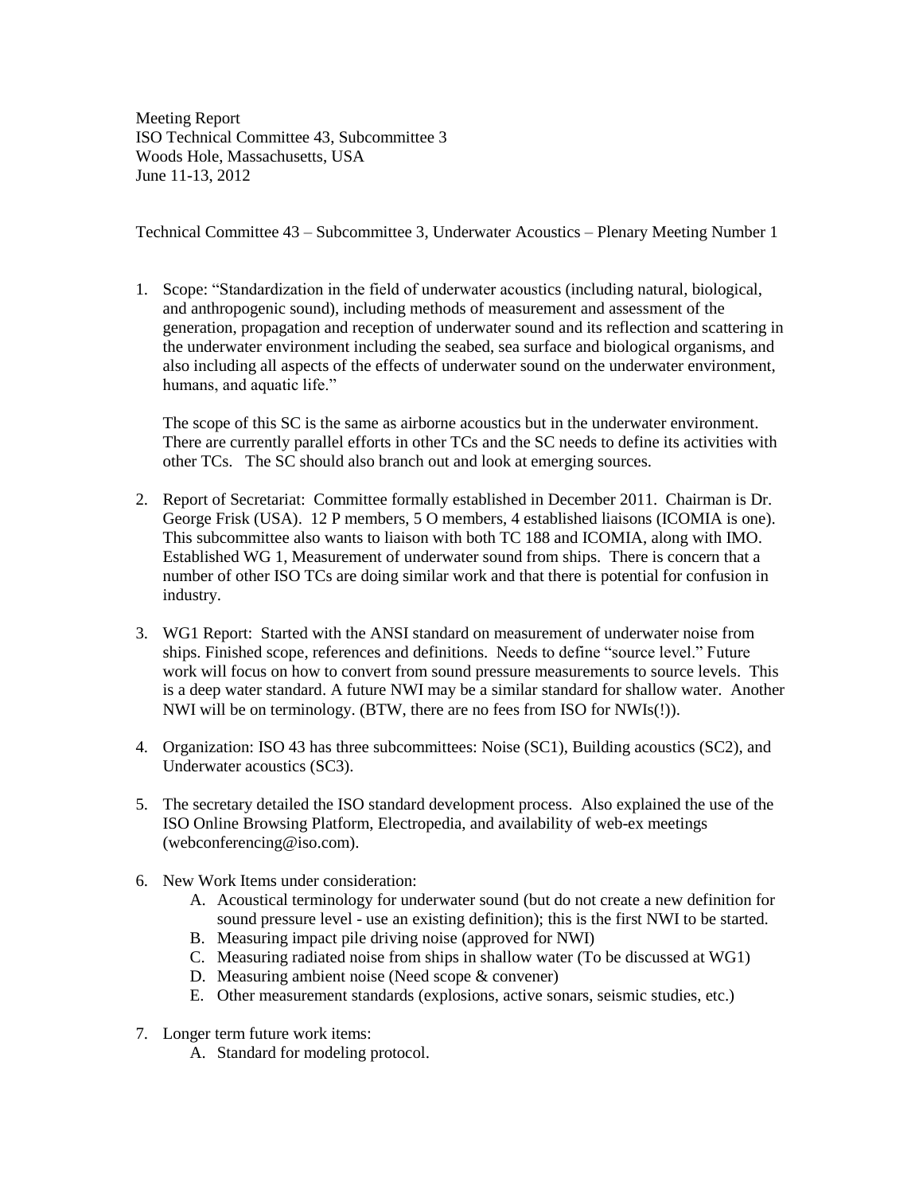Meeting Report
ISO Technical Committee 43, Subcommittee 3
Woods Hole, Massachusetts, USA
June 11-13, 2012

Technical Committee 43 – Subcommittee 3, Underwater Acoustics – Plenary Meeting Number 1

1. Scope: "Standardization in the field of underwater acoustics (including natural, biological, and anthropogenic sound), including methods of measurement and assessment of the generation, propagation and reception of underwater sound and its reflection and scattering in the underwater environment including the seabed, sea surface and biological organisms, and also including all aspects of the effects of underwater sound on the underwater environment, humans, and aquatic life."

   The scope of this SC is the same as airborne acoustics but in the underwater environment. There are currently parallel efforts in other TCs and the SC needs to define its activities with other TCs. The SC should also branch out and look at emerging sources.

2. Report of Secretariat: Committee formally established in December 2011. Chairman is Dr. George Frisk (USA). 12 P members, 5 O members, 4 established liaisons (ICOMIA is one). This subcommittee also wants to liaison with both TC 188 and ICOMIA, along with IMO. Established WG 1, Measurement of underwater sound from ships. There is concern that a number of other ISO TCs are doing similar work and that there is potential for confusion in industry.

3. WG1 Report: Started with the ANSI standard on measurement of underwater noise from ships. Finished scope, references and definitions. Needs to define "source level." Future work will focus on how to convert from sound pressure measurements to source levels. This is a deep water standard. A future NWI may be a similar standard for shallow water. Another NWI will be on terminology. (BTW, there are no fees from ISO for NWIs(!)).

4. Organization: ISO 43 has three subcommittees: Noise (SC1), Building acoustics (SC2), and Underwater acoustics (SC3).

5. The secretary detailed the ISO standard development process. Also explained the use of the ISO Online Browsing Platform, Electropedia, and availability of web-ex meetings (webconferencing@iso.com).

6. New Work Items under consideration:
   A. Acoustical terminology for underwater sound (but do not create a new definition for sound pressure level - use an existing definition); this is the first NWI to be started.
   B. Measuring impact pile driving noise (approved for NWI)
   C. Measuring radiated noise from ships in shallow water (To be discussed at WG1)
   D. Measuring ambient noise (Need scope & convener)
   E. Other measurement standards (explosions, active sonars, seismic studies, etc.)

7. Longer term future work items:
   A. Standard for modeling protocol.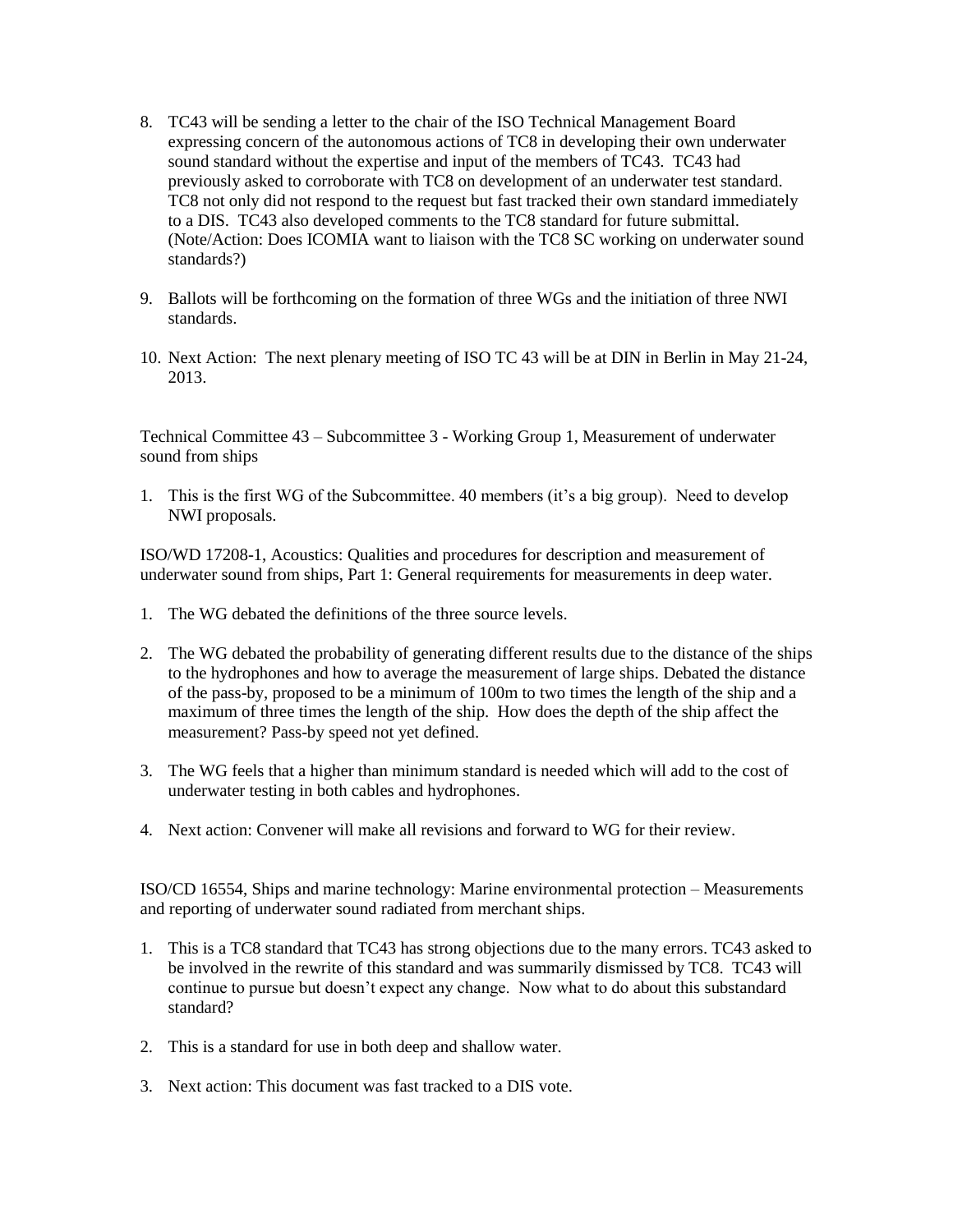8. TC43 will be sending a letter to the chair of the ISO Technical Management Board expressing concern of the autonomous actions of TC8 in developing their own underwater sound standard without the expertise and input of the members of TC43. TC43 had previously asked to corroborate with TC8 on development of an underwater test standard. TC8 not only did not respond to the request but fast tracked their own standard immediately to a DIS. TC43 also developed comments to the TC8 standard for future submittal. (Note/Action: Does ICOMIA want to liaison with the TC8 SC working on underwater sound standards?)

9. Ballots will be forthcoming on the formation of three WGs and the initiation of three NWI standards.

10. Next Action: The next plenary meeting of ISO TC 43 will be at DIN in Berlin in May 21-24, 2013.

Technical Committee 43 – Subcommittee 3 - Working Group 1, Measurement of underwater sound from ships

1. This is the first WG of the Subcommittee. 40 members (it's a big group). Need to develop NWI proposals.

ISO/WD 17208-1, Acoustics: Qualities and procedures for description and measurement of underwater sound from ships, Part 1: General requirements for measurements in deep water.

1. The WG debated the definitions of the three source levels.

2. The WG debated the probability of generating different results due to the distance of the ships to the hydrophones and how to average the measurement of large ships. Debated the distance of the pass-by, proposed to be a minimum of 100m to two times the length of the ship and a maximum of three times the length of the ship. How does the depth of the ship affect the measurement? Pass-by speed not yet defined.

3. The WG feels that a higher than minimum standard is needed which will add to the cost of underwater testing in both cables and hydrophones.

4. Next action: Convener will make all revisions and forward to WG for their review.

ISO/CD 16554, Ships and marine technology: Marine environmental protection – Measurements and reporting of underwater sound radiated from merchant ships.

1. This is a TC8 standard that TC43 has strong objections due to the many errors. TC43 asked to be involved in the rewrite of this standard and was summarily dismissed by TC8. TC43 will continue to pursue but doesn't expect any change. Now what to do about this substandard standard?

2. This is a standard for use in both deep and shallow water.

3. Next action: This document was fast tracked to a DIS vote.